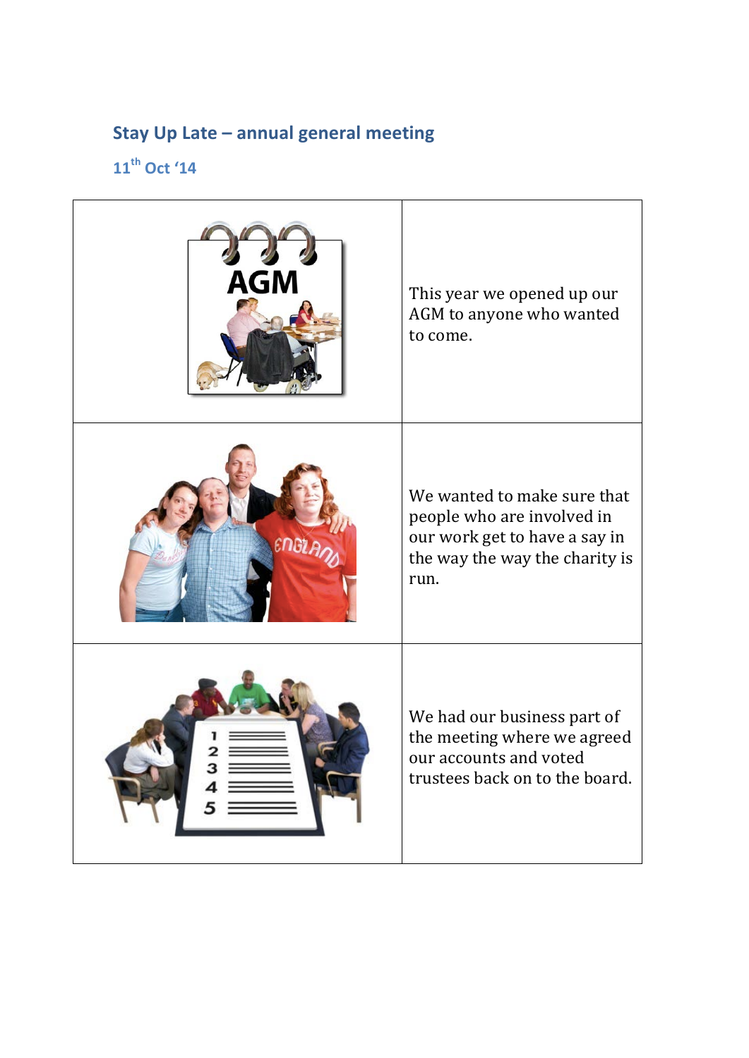## Stay Up Late – annual general meeting

### 11th Oct '14

| | |
|---|---|
| | This year we opened up our AGM to anyone who wanted to come. |
| | We wanted to make sure that people who are involved in our work get to have a say in the way the way the charity is run. |
| | We had our business part of the meeting where we agreed our accounts and voted trustees back on to the board. |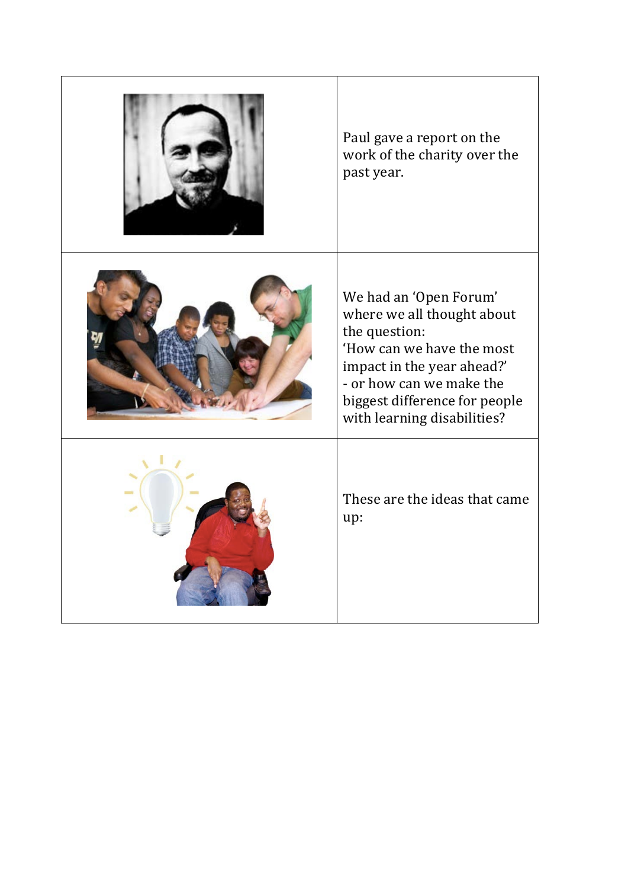Paul gave a report on the work of the charity over the past year.

We had an 'Open Forum' where we all thought about the question:
'How can we have the most impact in the year ahead?'
- or how can we make the biggest difference for people with learning disabilities?

These are the ideas that came up: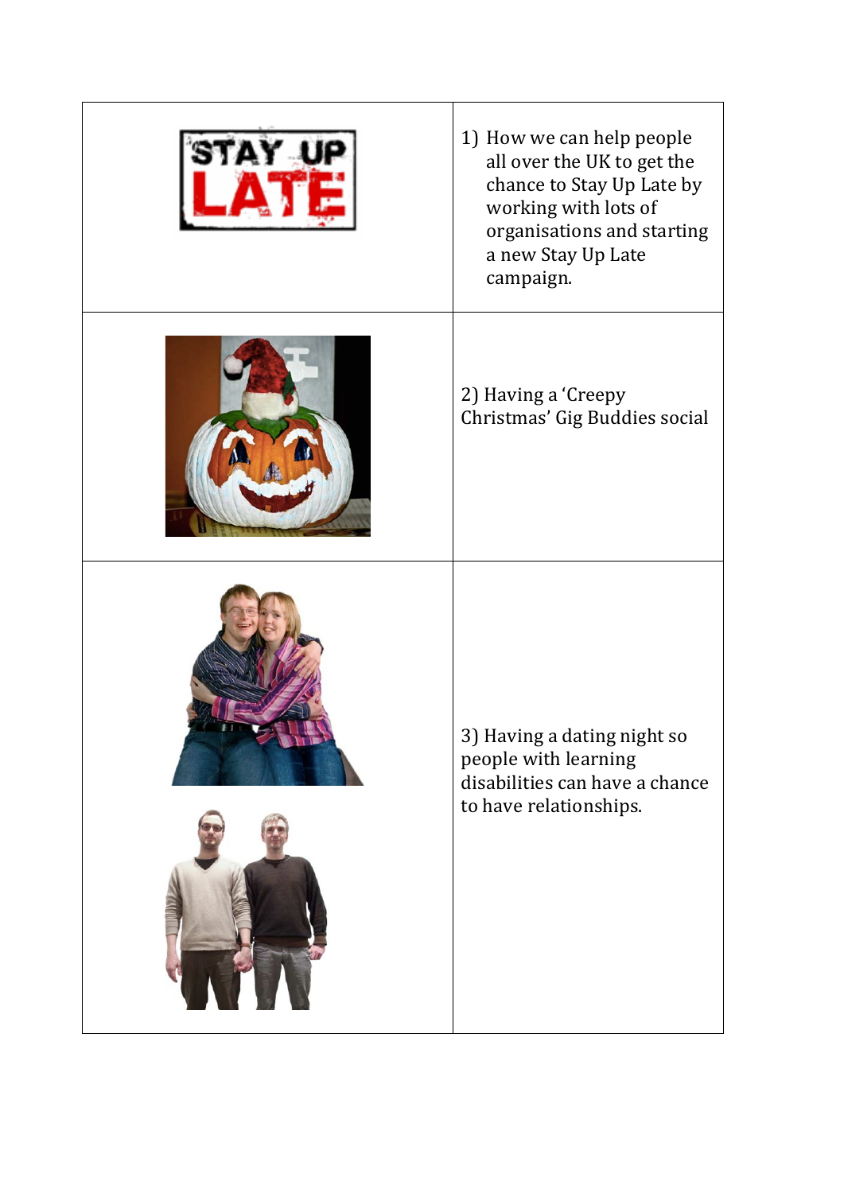|  |  |
| --- | --- |
| STAY UP LATE | 1) How we can help people all over the UK to get the chance to Stay Up Late by working with lots of organisations and starting a new Stay Up Late campaign. |
|  | 2) Having a 'Creepy Christmas' Gig Buddies social |
|  | 3) Having a dating night so people with learning disabilities can have a chance to have relationships. |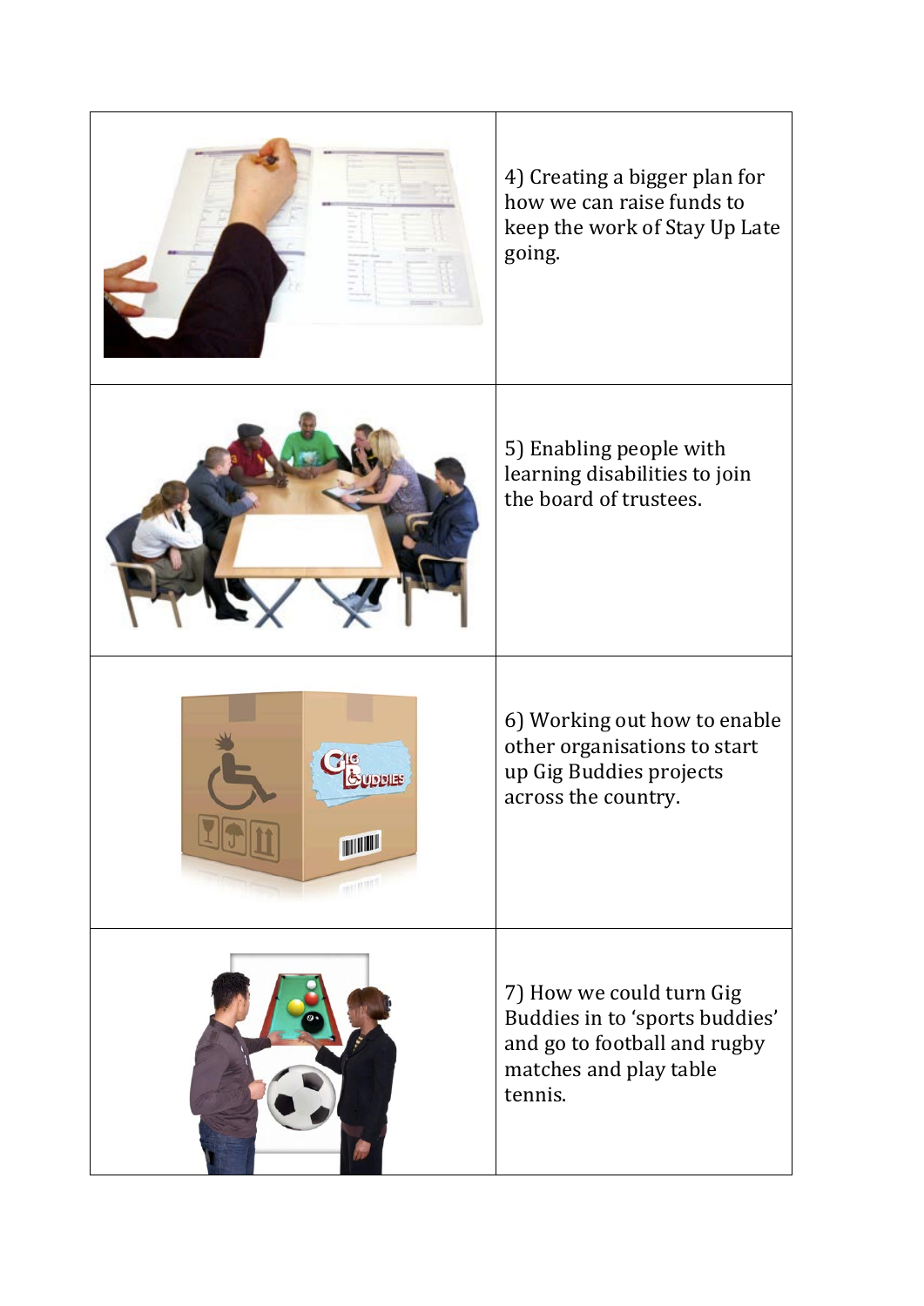4) Creating a bigger plan for how we can raise funds to keep the work of Stay Up Late going.

5) Enabling people with learning disabilities to join the board of trustees.

6) Working out how to enable other organisations to start up Gig Buddies projects across the country.

7) How we could turn Gig Buddies in to 'sports buddies' and go to football and rugby matches and play table tennis.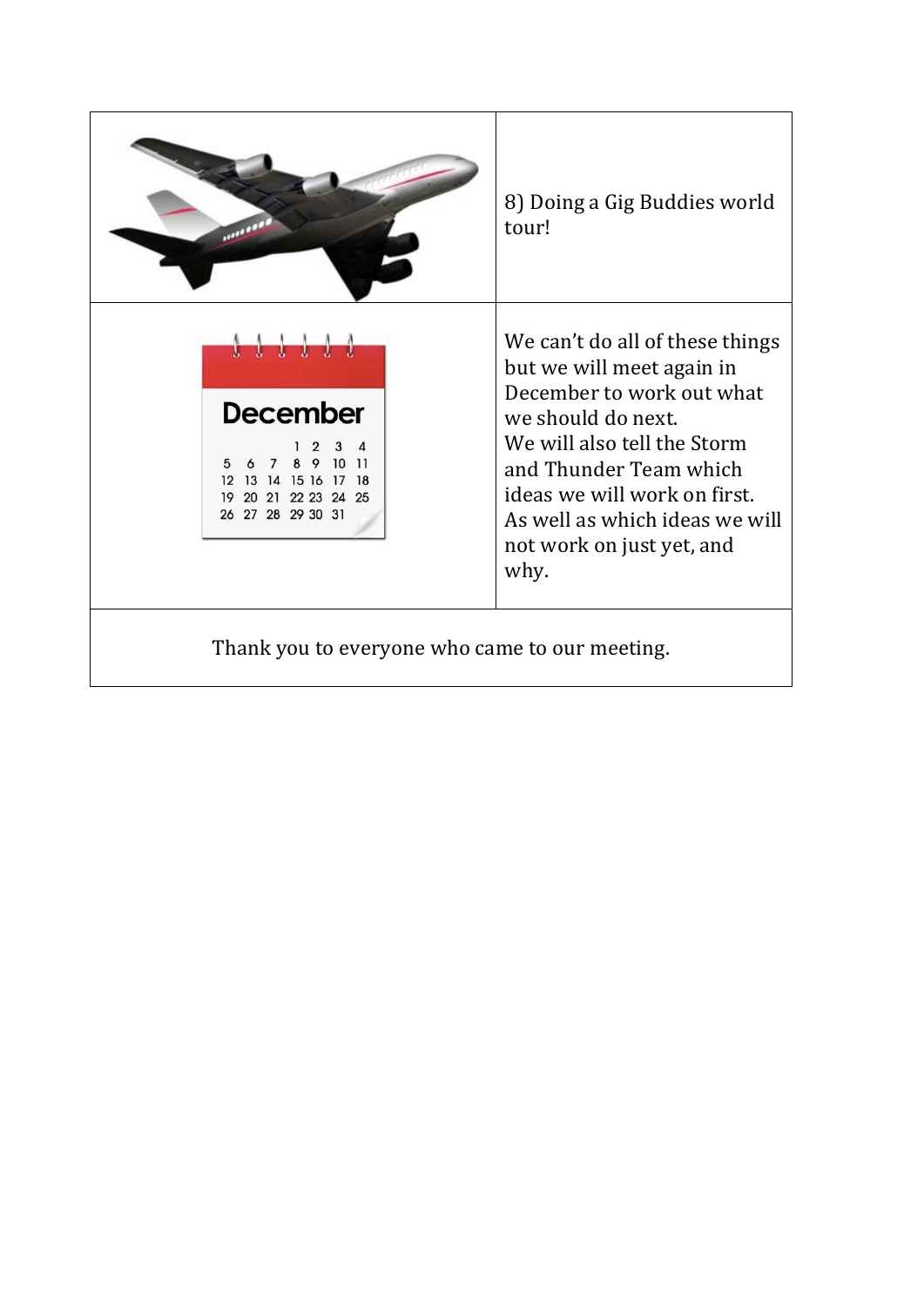| | |
|---|---|
| | 8) Doing a Gig Buddies world tour! |
| | We can't do all of these things but we will meet again in December to work out what we should do next.<br>We will also tell the Storm and Thunder Team which ideas we will work on first.<br>As well as which ideas we will not work on just yet, and why. |

Thank you to everyone who came to our meeting.